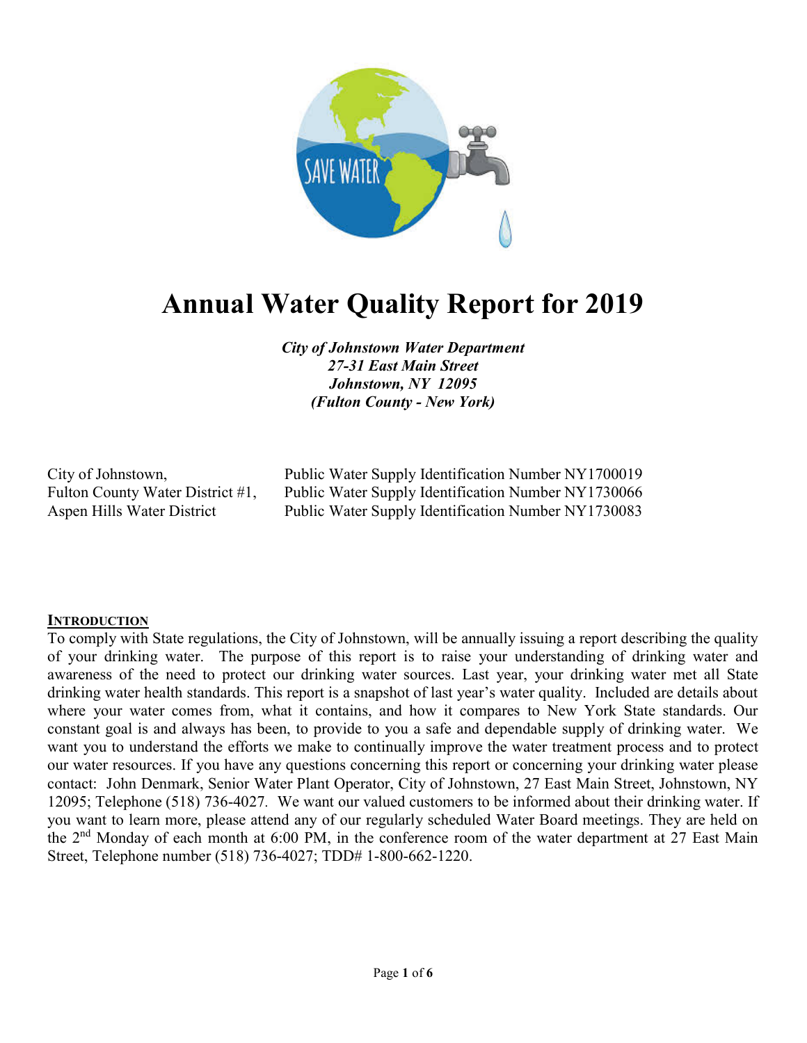# Annual Water Quality Report for 2019

***City of Johnstown Water Department***
***27-31 East Main Street***
***Johnstown, NY 12095***
***(Fulton County - New York)***

| | |
|---|---|
| City of Johnstown, | Public Water Supply Identification Number NY1700019 |
| Fulton County Water District #1, | Public Water Supply Identification Number NY1730066 |
| Aspen Hills Water District | Public Water Supply Identification Number NY1730083 |

## INTRODUCTION

To comply with State regulations, the City of Johnstown, will be annually issuing a report describing the quality of your drinking water. The purpose of this report is to raise your understanding of drinking water and awareness of the need to protect our drinking water sources. Last year, your drinking water met all State drinking water health standards. This report is a snapshot of last year's water quality. Included are details about where your water comes from, what it contains, and how it compares to New York State standards. Our constant goal is and always has been, to provide to you a safe and dependable supply of drinking water. We want you to understand the efforts we make to continually improve the water treatment process and to protect our water resources. If you have any questions concerning this report or concerning your drinking water please contact: John Denmark, Senior Water Plant Operator, City of Johnstown, 27 East Main Street, Johnstown, NY 12095; Telephone (518) 736-4027. We want our valued customers to be informed about their drinking water. If you want to learn more, please attend any of our regularly scheduled Water Board meetings. They are held on the 2nd Monday of each month at 6:00 PM, in the conference room of the water department at 27 East Main Street, Telephone number (518) 736-4027; TDD# 1-800-662-1220.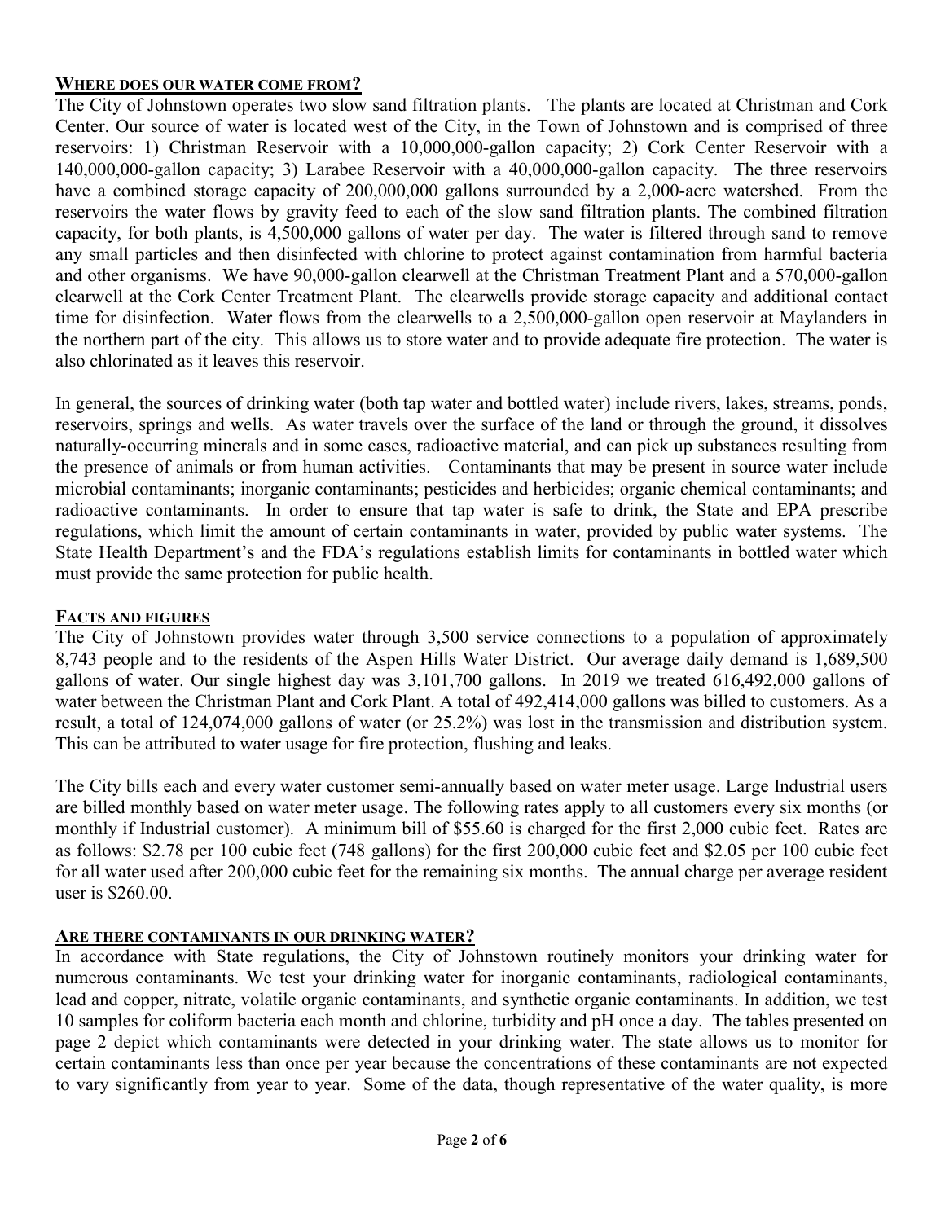## WHERE DOES OUR WATER COME FROM?

The City of Johnstown operates two slow sand filtration plants. The plants are located at Christman and Cork Center. Our source of water is located west of the City, in the Town of Johnstown and is comprised of three reservoirs: 1) Christman Reservoir with a 10,000,000-gallon capacity; 2) Cork Center Reservoir with a 140,000,000-gallon capacity; 3) Larabee Reservoir with a 40,000,000-gallon capacity. The three reservoirs have a combined storage capacity of 200,000,000 gallons surrounded by a 2,000-acre watershed. From the reservoirs the water flows by gravity feed to each of the slow sand filtration plants. The combined filtration capacity, for both plants, is 4,500,000 gallons of water per day. The water is filtered through sand to remove any small particles and then disinfected with chlorine to protect against contamination from harmful bacteria and other organisms. We have 90,000-gallon clearwell at the Christman Treatment Plant and a 570,000-gallon clearwell at the Cork Center Treatment Plant. The clearwells provide storage capacity and additional contact time for disinfection. Water flows from the clearwells to a 2,500,000-gallon open reservoir at Maylanders in the northern part of the city. This allows us to store water and to provide adequate fire protection. The water is also chlorinated as it leaves this reservoir.

In general, the sources of drinking water (both tap water and bottled water) include rivers, lakes, streams, ponds, reservoirs, springs and wells. As water travels over the surface of the land or through the ground, it dissolves naturally-occurring minerals and in some cases, radioactive material, and can pick up substances resulting from the presence of animals or from human activities. Contaminants that may be present in source water include microbial contaminants; inorganic contaminants; pesticides and herbicides; organic chemical contaminants; and radioactive contaminants. In order to ensure that tap water is safe to drink, the State and EPA prescribe regulations, which limit the amount of certain contaminants in water, provided by public water systems. The State Health Department's and the FDA's regulations establish limits for contaminants in bottled water which must provide the same protection for public health.

## FACTS AND FIGURES

The City of Johnstown provides water through 3,500 service connections to a population of approximately 8,743 people and to the residents of the Aspen Hills Water District. Our average daily demand is 1,689,500 gallons of water. Our single highest day was 3,101,700 gallons. In 2019 we treated 616,492,000 gallons of water between the Christman Plant and Cork Plant. A total of 492,414,000 gallons was billed to customers. As a result, a total of 124,074,000 gallons of water (or 25.2%) was lost in the transmission and distribution system. This can be attributed to water usage for fire protection, flushing and leaks.

The City bills each and every water customer semi-annually based on water meter usage. Large Industrial users are billed monthly based on water meter usage. The following rates apply to all customers every six months (or monthly if Industrial customer). A minimum bill of $55.60 is charged for the first 2,000 cubic feet. Rates are as follows: $2.78 per 100 cubic feet (748 gallons) for the first 200,000 cubic feet and $2.05 per 100 cubic feet for all water used after 200,000 cubic feet for the remaining six months. The annual charge per average resident user is $260.00.

## ARE THERE CONTAMINANTS IN OUR DRINKING WATER?

In accordance with State regulations, the City of Johnstown routinely monitors your drinking water for numerous contaminants. We test your drinking water for inorganic contaminants, radiological contaminants, lead and copper, nitrate, volatile organic contaminants, and synthetic organic contaminants. In addition, we test 10 samples for coliform bacteria each month and chlorine, turbidity and pH once a day. The tables presented on page 2 depict which contaminants were detected in your drinking water. The state allows us to monitor for certain contaminants less than once per year because the concentrations of these contaminants are not expected to vary significantly from year to year. Some of the data, though representative of the water quality, is more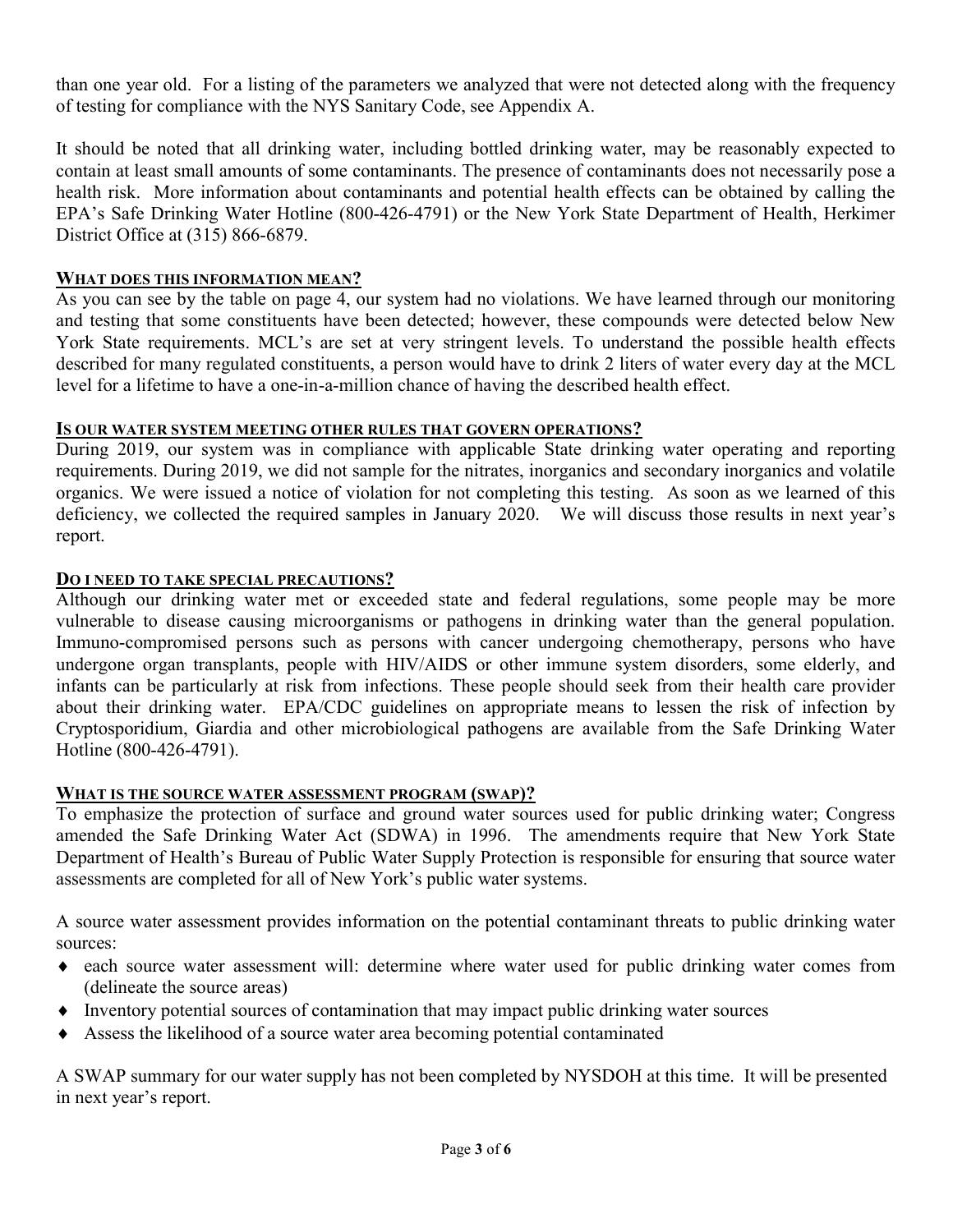than one year old. For a listing of the parameters we analyzed that were not detected along with the frequency of testing for compliance with the NYS Sanitary Code, see Appendix A.

It should be noted that all drinking water, including bottled drinking water, may be reasonably expected to contain at least small amounts of some contaminants. The presence of contaminants does not necessarily pose a health risk. More information about contaminants and potential health effects can be obtained by calling the EPA's Safe Drinking Water Hotline (800-426-4791) or the New York State Department of Health, Herkimer District Office at (315) 866-6879.

## WHAT DOES THIS INFORMATION MEAN?

As you can see by the table on page 4, our system had no violations. We have learned through our monitoring and testing that some constituents have been detected; however, these compounds were detected below New York State requirements. MCL's are set at very stringent levels. To understand the possible health effects described for many regulated constituents, a person would have to drink 2 liters of water every day at the MCL level for a lifetime to have a one-in-a-million chance of having the described health effect.

## IS OUR WATER SYSTEM MEETING OTHER RULES THAT GOVERN OPERATIONS?

During 2019, our system was in compliance with applicable State drinking water operating and reporting requirements. During 2019, we did not sample for the nitrates, inorganics and secondary inorganics and volatile organics. We were issued a notice of violation for not completing this testing. As soon as we learned of this deficiency, we collected the required samples in January 2020. We will discuss those results in next year's report.

## DO I NEED TO TAKE SPECIAL PRECAUTIONS?

Although our drinking water met or exceeded state and federal regulations, some people may be more vulnerable to disease causing microorganisms or pathogens in drinking water than the general population. Immuno-compromised persons such as persons with cancer undergoing chemotherapy, persons who have undergone organ transplants, people with HIV/AIDS or other immune system disorders, some elderly, and infants can be particularly at risk from infections. These people should seek from their health care provider about their drinking water. EPA/CDC guidelines on appropriate means to lessen the risk of infection by Cryptosporidium, Giardia and other microbiological pathogens are available from the Safe Drinking Water Hotline (800-426-4791).

## WHAT IS THE SOURCE WATER ASSESSMENT PROGRAM (SWAP)?

To emphasize the protection of surface and ground water sources used for public drinking water; Congress amended the Safe Drinking Water Act (SDWA) in 1996. The amendments require that New York State Department of Health's Bureau of Public Water Supply Protection is responsible for ensuring that source water assessments are completed for all of New York's public water systems.

A source water assessment provides information on the potential contaminant threats to public drinking water sources:

- each source water assessment will: determine where water used for public drinking water comes from (delineate the source areas)
- Inventory potential sources of contamination that may impact public drinking water sources
- Assess the likelihood of a source water area becoming potential contaminated

A SWAP summary for our water supply has not been completed by NYSDOH at this time. It will be presented in next year's report.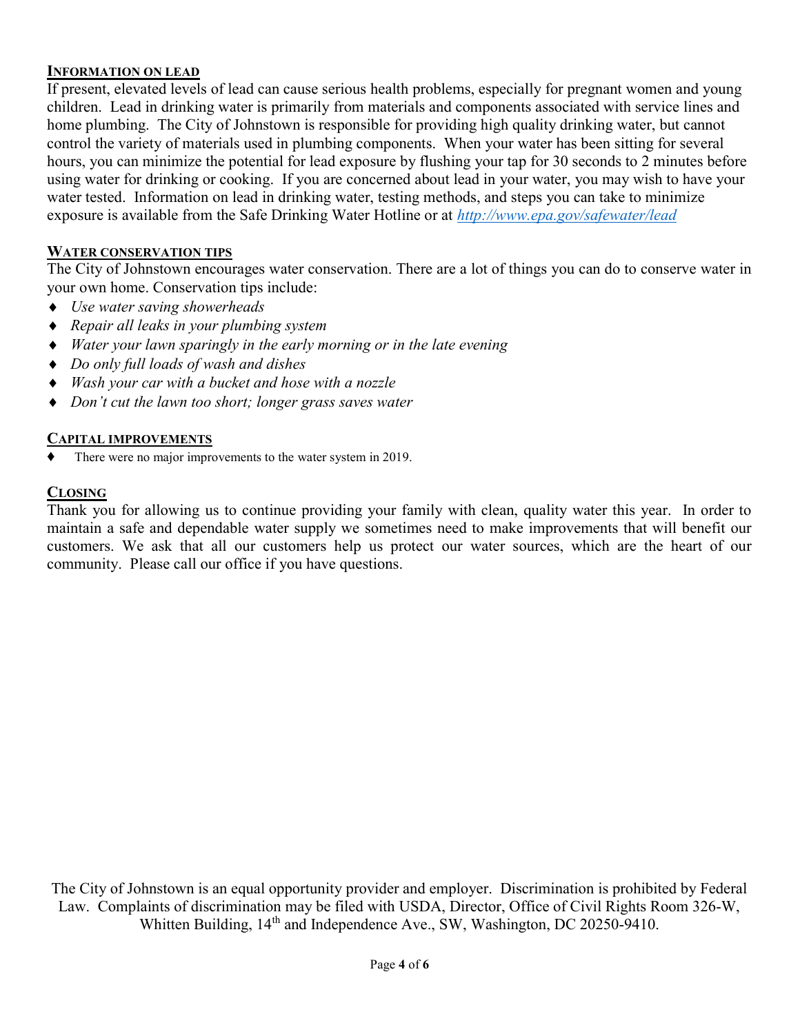## INFORMATION ON LEAD

If present, elevated levels of lead can cause serious health problems, especially for pregnant women and young children. Lead in drinking water is primarily from materials and components associated with service lines and home plumbing. The City of Johnstown is responsible for providing high quality drinking water, but cannot control the variety of materials used in plumbing components. When your water has been sitting for several hours, you can minimize the potential for lead exposure by flushing your tap for 30 seconds to 2 minutes before using water for drinking or cooking. If you are concerned about lead in your water, you may wish to have your water tested. Information on lead in drinking water, testing methods, and steps you can take to minimize exposure is available from the Safe Drinking Water Hotline or at *http://www.epa.gov/safewater/lead*

## WATER CONSERVATION TIPS

The City of Johnstown encourages water conservation. There are a lot of things you can do to conserve water in your own home. Conservation tips include:

- *Use water saving showerheads*
- *Repair all leaks in your plumbing system*
- *Water your lawn sparingly in the early morning or in the late evening*
- *Do only full loads of wash and dishes*
- *Wash your car with a bucket and hose with a nozzle*
- *Don't cut the lawn too short; longer grass saves water*

## CAPITAL IMPROVEMENTS

- There were no major improvements to the water system in 2019.

## CLOSING

Thank you for allowing us to continue providing your family with clean, quality water this year. In order to maintain a safe and dependable water supply we sometimes need to make improvements that will benefit our customers. We ask that all our customers help us protect our water sources, which are the heart of our community. Please call our office if you have questions.

The City of Johnstown is an equal opportunity provider and employer. Discrimination is prohibited by Federal Law. Complaints of discrimination may be filed with USDA, Director, Office of Civil Rights Room 326-W, Whitten Building, 14th and Independence Ave., SW, Washington, DC 20250-9410.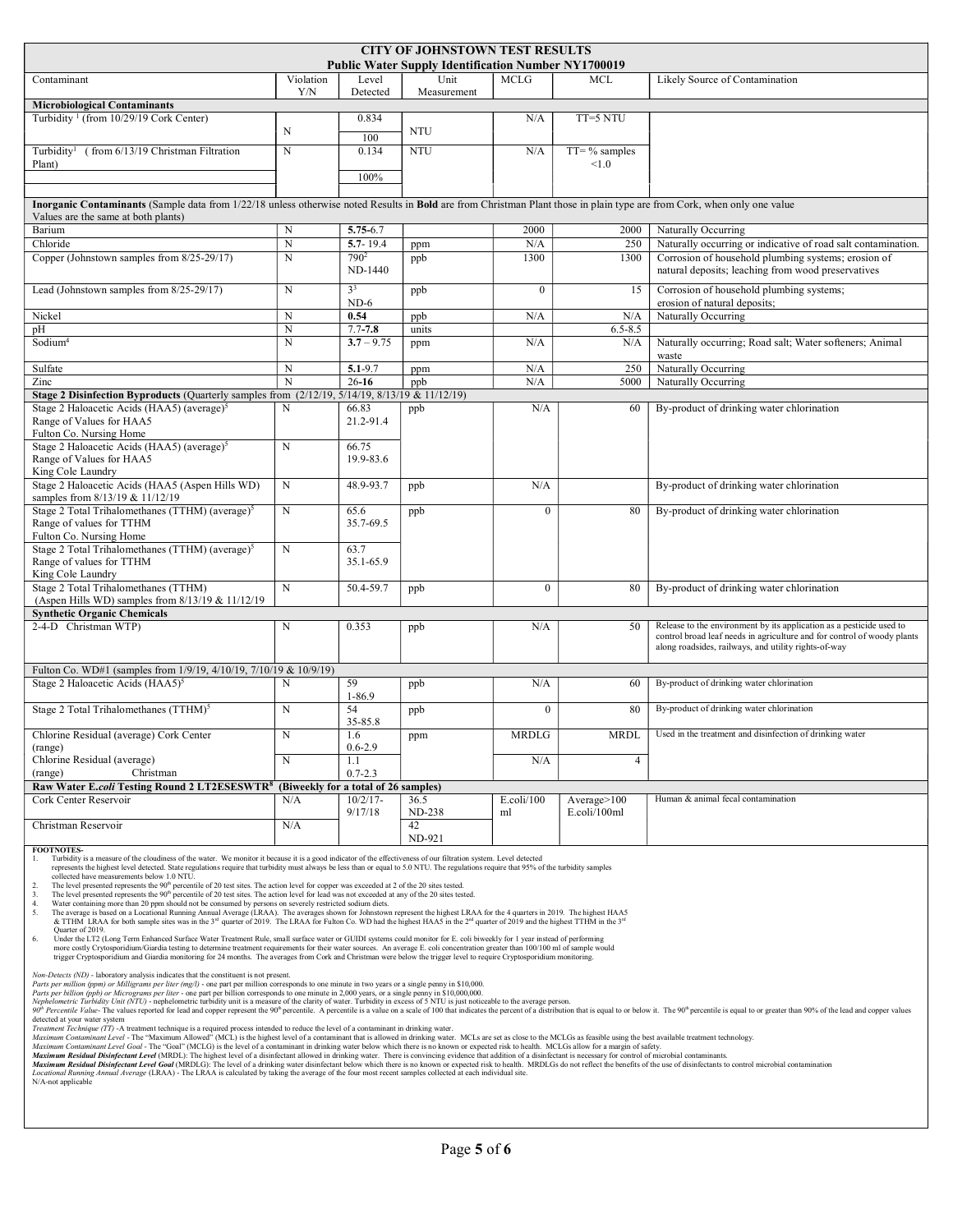# CITY OF JOHNSTOWN TEST RESULTS

**Public Water Supply Identification Number NY1700019**

| Contaminant | Violation Y/N | Level Detected | Unit Measurement | MCLG | MCL | Likely Source of Contamination |
|---|---|---|---|---|---|---|
| **Microbiological Contaminants** | | | | | | |
| Turbidity [1] (from 10/29/19 Cork Center) | N | 0.834<br>100 | NTU | N/A | TT=5 NTU | |
| Turbidity[1] ( from 6/13/19 Christman Filtration Plant) | N | 0.134<br>100% | NTU | N/A | TT= % samples <1.0 | |
| **Inorganic Contaminants** (Sample data from 1/22/18 unless otherwise noted Results in **Bold** are from Christman Plant those in plain type are from Cork, when only one value Values are the same at both plants) | | | | | | |
| Barium | N | **5.75**-6.7 | | 2000 | 2000 | Naturally Occurring |
| Chloride | N | **5.7**- 19.4 | ppm | N/A | 250 | Naturally occurring or indicative of road salt contamination. |
| Copper (Johnstown samples from 8/25-29/17) | N | 790[2]<br>ND-1440 | ppb | 1300 | 1300 | Corrosion of household plumbing systems; erosion of natural deposits; leaching from wood preservatives |
| Lead (Johnstown samples from 8/25-29/17) | N | 3[3]<br>ND-6 | ppb | 0 | 15 | Corrosion of household plumbing systems; erosion of natural deposits; |
| Nickel | N | **0.54** | ppb | N/A | N/A | Naturally Occurring |
| pH | N | 7.7-**7.8** | units | | 6.5-8.5 | |
| Sodium[4] | N | **3.7** – 9.75 | ppm | N/A | N/A | Naturally occurring; Road salt; Water softeners; Animal waste |
| Sulfate | N | **5.1**-9.7 | ppm | N/A | 250 | Naturally Occurring |
| Zinc | N | 26-**16** | ppb | N/A | 5000 | Naturally Occurring |
| **Stage 2 Disinfection Byproducts** (Quarterly samples from (2/12/19, 5/14/19, 8/13/19 & 11/12/19) | | | | | | |
| Stage 2 Haloacetic Acids (HAA5) (average)[5]<br>Range of Values for HAA5<br>Fulton Co. Nursing Home | N | 66.83<br>21.2-91.4 | ppb | N/A | 60 | By-product of drinking water chlorination |
| Stage 2 Haloacetic Acids (HAA5) (average)[5]<br>Range of Values for HAA5<br>King Cole Laundry | N | 66.75<br>19.9-83.6 | | | | |
| Stage 2 Haloacetic Acids (HAA5 (Aspen Hills WD) samples from 8/13/19 & 11/12/19 | N | 48.9-93.7 | ppb | N/A | | By-product of drinking water chlorination |
| Stage 2 Total Trihalomethanes (TTHM) (average)[5]<br>Range of values for TTHM<br>Fulton Co. Nursing Home | N | 65.6<br>35.7-69.5 | ppb | 0 | 80 | By-product of drinking water chlorination |
| Stage 2 Total Trihalomethanes (TTHM) (average)[5]<br>Range of values for TTHM<br>King Cole Laundry | N | 63.7<br>35.1-65.9 | | | | |
| Stage 2 Total Trihalomethanes (TTHM) (Aspen Hills WD) samples from 8/13/19 & 11/12/19 | N | 50.4-59.7 | ppb | 0 | 80 | By-product of drinking water chlorination |
| **Synthetic Organic Chemicals** | | | | | | |
| 2-4-D Christman WTP) | N | 0.353 | ppb | N/A | 50 | Release to the environment by its application as a pesticide used to control broad leaf needs in agriculture and for control of woody plants along roadsides, railways, and utility rights-of-way |
| Fulton Co. WD#1 (samples from 1/9/19, 4/10/19, 7/10/19 & 10/9/19) | | | | | | |
| Stage 2 Haloacetic Acids (HAA5)[5] | N | 59<br>1-86.9 | ppb | N/A | 60 | By-product of drinking water chlorination |
| Stage 2 Total Trihalomethanes (TTHM)[5] | N | 54<br>35-85.8 | ppb | 0 | 80 | By-product of drinking water chlorination |
| Chlorine Residual (average) Cork Center (range) | N | 1.6<br>0.6-2.9 | ppm | MRDLG | MRDL | Used in the treatment and disinfection of drinking water |
| Chlorine Residual (average) (range) Christman | N | 1.1<br>0.7-2.3 | | N/A | 4 | |
| **Raw Water E.coli Testing Round 2 LT2ESESWTR[8] (Biweekly for a total of 26 samples)** | | | | | | |
| Cork Center Reservoir | N/A | 10/2/17-9/17/18 | 36.5<br>ND-238 | E.coli/100 ml | Average>100 E.coli/100ml | Human & animal fecal contamination |
| Christman Reservoir | N/A | | 42<br>ND-921 | | | |

**FOOTNOTES-**

1. Turbidity is a measure of the cloudiness of the water. We monitor it because it is a good indicator of the effectiveness of our filtration system. Level detected represents the highest level detected. State regulations require that turbidity must always be less than or equal to 5.0 NTU. The regulations require that 95% of the turbidity samples collected have measurements below 1.0 NTU.
2. The level presented represents the 90th percentile of 20 test sites. The action level for copper was exceeded at 2 of the 20 sites tested.
3. The level presented represents the 90th percentile of 20 test sites. The action level for lead was not exceeded at any of the 20 sites tested.
4. Water containing more than 20 ppm should not be consumed by persons on severely restricted sodium diets.
5. The average is based on a Locational Running Annual Average (LRAA). The averages shown for Johnstown represent the highest LRAA for the 4 quarters in 2019. The highest HAA5 & TTHM LRAA for both sample sites was in the 3rd quarter of 2019. The LRAA for Fulton Co. WD had the highest HAA5 in the 2nd quarter of 2019 and the highest TTHM in the 3rd Quarter of 2019.
6. Under the LT2 (Long Term Enhanced Surface Water Treatment Rule, small surface water or GUIDI systems could monitor for E. coli biweekly for 1 year instead of performing more costly Crytosporidium/Giardia testing to determine treatment requirements for their water sources. An average E. coli concentration greater than 100/100 ml of sample would trigger Cryptosporidium and Giardia monitoring for 24 months. The averages from Cork and Christman were below the trigger level to require Cryptosporidium monitoring.

*Non-Detects (ND)* - laboratory analysis indicates that the constituent is not present.
*Parts per million (ppm) or Milligrams per liter (mg/l)* - one part per million corresponds to one minute in two years or a single penny in \$10,000.
*Parts per billion (ppb) or Micrograms per liter* - one part per billion corresponds to one minute in 2,000 years, or a single penny in \$10,000,000.
*Nephelometric Turbidity Unit (NTU)* - nephelometric turbidity unit is a measure of the clarity of water. Turbidity in excess of 5 NTU is just noticeable to the average person.
*90th Percentile Value*- The values reported for lead and copper represent the 90th percentile. A percentile is a value on a scale of 100 that indicates the percent of a distribution that is equal to or below it. The 90th percentile is equal to or greater than 90% of the lead and copper values detected at your water system
*Treatment Technique (TT)* -A treatment technique is a required process intended to reduce the level of a contaminant in drinking water.
*Maximum Contaminant Level* - The "Maximum Allowed" (MCL) is the highest level of a contaminant that is allowed in drinking water. MCLs are set as close to the MCLGs as feasible using the best available treatment technology.
*Maximum Contaminant Level Goal* - The "Goal" (MCLG) is the level of a contaminant in drinking water below which there is no known or expected risk to health. MCLGs allow for a margin of safety.
***Maximum Residual Disinfectant Level*** (MRDL): The highest level of a disinfectant allowed in drinking water. There is convincing evidence that addition of a disinfectant is necessary for control of microbial contaminants.
***Maximum Residual Disinfectant Level Goal*** (MRDLG): The level of a drinking water disinfectant below which there is no known or expected risk to health. MRDLGs do not reflect the benefits of the use of disinfectants to control microbial contamination
*Locational Running Annual Average* (LRAA) - The LRAA is calculated by taking the average of the four most recent samples collected at each individual site.
N/A-not applicable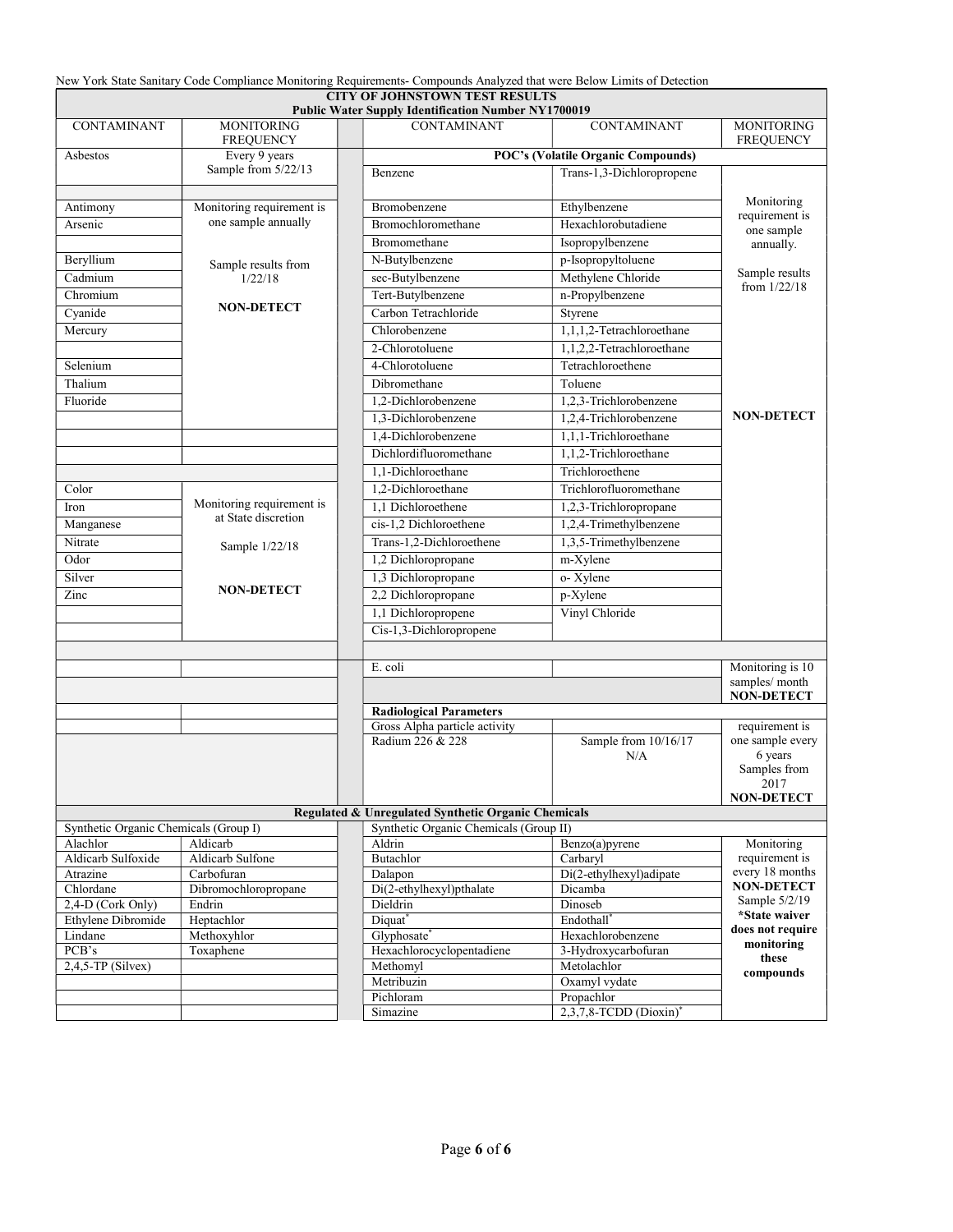New York State Sanitary Code Compliance Monitoring Requirements- Compounds Analyzed that were Below Limits of Detection

**CITY OF JOHNSTOWN TEST RESULTS**
**Public Water Supply Identification Number NY1700019**

| CONTAMINANT | MONITORING FREQUENCY | | CONTAMINANT | CONTAMINANT | MONITORING FREQUENCY |
|---|---|---|---|---|---|
| Asbestos | Every 9 years Sample from 5/22/13 | | **POC's (Volatile Organic Compounds)** | | |
| | | | Benzene | Trans-1,3-Dichloropropene | Monitoring requirement is one sample annually. Sample results from 1/22/18 **NON-DETECT** |
| Antimony | Monitoring requirement is one sample annually | | Bromobenzene | Ethylbenzene | |
| Arsenic | | | Bromochloromethane | Hexachlorobutadiene | |
| | | | Bromomethane | Isopropylbenzene | |
| Beryllium | Sample results from 1/22/18 | | N-Butylbenzene | p-Isopropyltoluene | |
| Cadmium | | | sec-Butylbenzene | Methylene Chloride | |
| Chromium | **NON-DETECT** | | Tert-Butylbenzene | n-Propylbenzene | |
| Cyanide | | | Carbon Tetrachloride | Styrene | |
| Mercury | | | Chlorobenzene | 1,1,1,2-Tetrachloroethane | |
| | | | 2-Chlorotoluene | 1,1,2,2-Tetrachloroethane | |
| Selenium | | | 4-Chlorotoluene | Tetrachloroethene | |
| Thalium | | | Dibromethane | Toluene | |
| Fluoride | | | 1,2-Dichlorobenzene | 1,2,3-Trichlorobenzene | |
| | | | 1,3-Dichlorobenzene | 1,2,4-Trichlorobenzene | |
| | | | 1,4-Dichlorobenzene | 1,1,1-Trichloroethane | |
| | | | Dichlordifluoromethane | 1,1,2-Trichloroethane | |
| | | | 1,1-Dichloroethane | Trichloroethene | |
| Color | Monitoring requirement is at State discretion | | 1,2-Dichloroethane | Trichlorofluoromethane | |
| Iron | | | 1,1 Dichloroethene | 1,2,3-Trichloropropane | |
| Manganese | | | cis-1,2 Dichloroethene | 1,2,4-Trimethylbenzene | |
| Nitrate | Sample 1/22/18 | | Trans-1,2-Dichloroethene | 1,3,5-Trimethylbenzene | |
| Odor | | | 1,2 Dichloropropane | m-Xylene | |
| Silver | **NON-DETECT** | | 1,3 Dichloropropane | o- Xylene | |
| Zinc | | | 2,2 Dichloropropane | p-Xylene | |
| | | | 1,1 Dichloropropene | Vinyl Chloride | |
| | | | Cis-1,3-Dichloropropene | | |
| | | | | | |
| | | | E. coli | | Monitoring is 10 samples/ month **NON-DETECT** |
| | | | **Radiological Parameters** | | |
| | | | Gross Alpha particle activity | | requirement is one sample every 6 years Samples from 2017 **NON-DETECT** |
| | | | Radium 226 & 228 | Sample from 10/16/17 N/A | |

**Regulated & Unregulated Synthetic Organic Chemicals**

| Synthetic Organic Chemicals (Group I) | | | Synthetic Organic Chemicals (Group II) | | |
|---|---|---|---|---|---|
| Alachlor | Aldicarb | | Aldrin | Benzo(a)pyrene | Monitoring requirement is every 18 months **NON-DETECT** Sample 5/2/19 ***State waiver does not require monitoring these compounds** |
| Aldicarb Sulfoxide | Aldicarb Sulfone | | Butachlor | Carbaryl | |
| Atrazine | Carbofuran | | Dalapon | Di(2-ethylhexyl)adipate | |
| Chlordane | Dibromochloropropane | | Di(2-ethylhexyl)pthalate | Dicamba | |
| 2,4-D (Cork Only) | Endrin | | Dieldrin | Dinoseb | |
| Ethylene Dibromide | Heptachlor | | Diquat* | Endothall* | |
| Lindane | Methoxyhlor | | Glyphosate* | Hexachlorobenzene | |
| PCB's | Toxaphene | | Hexachlorocyclopentadiene | 3-Hydroxycarbofuran | |
| 2,4,5-TP (Silvex) | | | Methomyl | Metolachlor | |
| | | | Metribuzin | Oxamyl vydate | |
| | | | Pichloram | Propachlor | |
| | | | Simazine | 2,3,7,8-TCDD (Dioxin)* | |